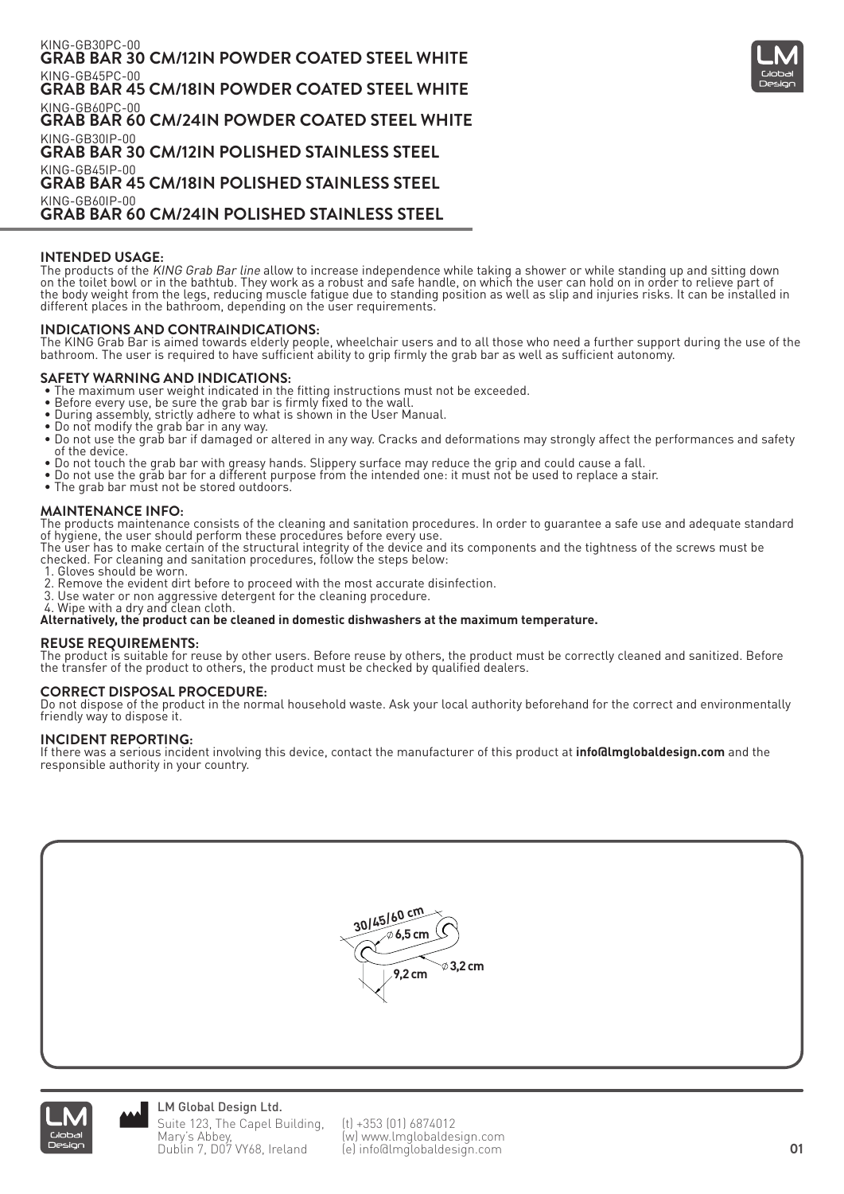KING-GB30PC-00
## GRAB BAR 30 CM/12IN POWDER COATED STEEL WHITE
KING-GB45PC-00
## GRAB BAR 45 CM/18IN POWDER COATED STEEL WHITE
KING-GB60PC-00
## GRAB BAR 60 CM/24IN POWDER COATED STEEL WHITE
KING-GB30IP-00
## GRAB BAR 30 CM/12IN POLISHED STAINLESS STEEL
KING-GB45IP-00
## GRAB BAR 45 CM/18IN POLISHED STAINLESS STEEL
KING-GB60IP-00
## GRAB BAR 60 CM/24IN POLISHED STAINLESS STEEL

### INTENDED USAGE:

The products of the *KING Grab Bar line* allow to increase independence while taking a shower or while standing up and sitting down on the toilet bowl or in the bathtub. They work as a robust and safe handle, on which the user can hold on in order to relieve part of the body weight from the legs, reducing muscle fatigue due to standing position as well as slip and injuries risks. It can be installed in different places in the bathroom, depending on the user requirements.

### INDICATIONS AND CONTRAINDICATIONS:

The KING Grab Bar is aimed towards elderly people, wheelchair users and to all those who need a further support during the use of the bathroom. The user is required to have sufficient ability to grip firmly the grab bar as well as sufficient autonomy.

### SAFETY WARNING AND INDICATIONS:

- The maximum user weight indicated in the fitting instructions must not be exceeded.
- Before every use, be sure the grab bar is firmly fixed to the wall.
- During assembly, strictly adhere to what is shown in the User Manual.
- Do not modify the grab bar in any way.
- Do not use the grab bar if damaged or altered in any way. Cracks and deformations may strongly affect the performances and safety of the device.
- Do not touch the grab bar with greasy hands. Slippery surface may reduce the grip and could cause a fall.
- Do not use the grab bar for a different purpose from the intended one: it must not be used to replace a stair.
- The grab bar must not be stored outdoors.

### MAINTENANCE INFO:

The products maintenance consists of the cleaning and sanitation procedures. In order to guarantee a safe use and adequate standard of hygiene, the user should perform these procedures before every use.
The user has to make certain of the structural integrity of the device and its components and the tightness of the screws must be checked. For cleaning and sanitation procedures, follow the steps below:

1. Gloves should be worn.
2. Remove the evident dirt before to proceed with the most accurate disinfection.
3. Use water or non aggressive detergent for the cleaning procedure.
4. Wipe with a dry and clean cloth.

**Alternatively, the product can be cleaned in domestic dishwashers at the maximum temperature.**

### REUSE REQUIREMENTS:

The product is suitable for reuse by other users. Before reuse by others, the product must be correctly cleaned and sanitized. Before the transfer of the product to others, the product must be checked by qualified dealers.

### CORRECT DISPOSAL PROCEDURE:

Do not dispose of the product in the normal household waste. Ask your local authority beforehand for the correct and environmentally friendly way to dispose it.

### INCIDENT REPORTING:

If there was a serious incident involving this device, contact the manufacturer of this product at **info@lmglobaldesign.com** and the responsible authority in your country.

30/45/60 cm
⌀ 6,5 cm
⌀ 3,2 cm
9,2 cm

LM Global Design Ltd.
Suite 123, The Capel Building, Mary's Abbey, Dublin 7, D07 VY68, Ireland
(t) +353 (01) 6874012
(w) www.lmglobaldesign.com
(e) info@lmglobaldesign.com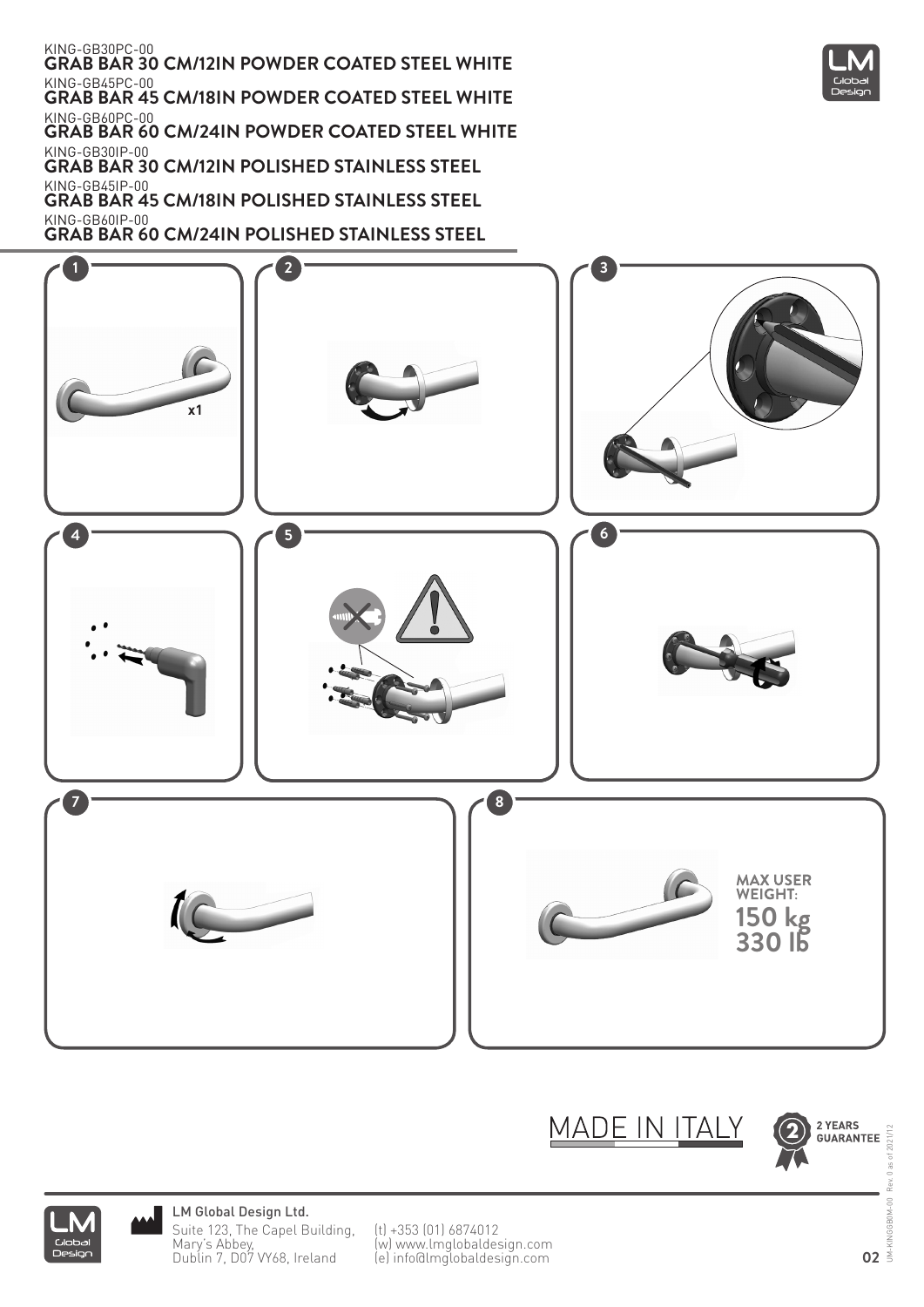KING-GB30PC-00
**GRAB BAR 30 CM/12IN POWDER COATED STEEL WHITE**
KING-GB45PC-00
**GRAB BAR 45 CM/18IN POWDER COATED STEEL WHITE**
KING-GB60PC-00
**GRAB BAR 60 CM/24IN POWDER COATED STEEL WHITE**
KING-GB30IP-00
**GRAB BAR 30 CM/12IN POLISHED STAINLESS STEEL**
KING-GB45IP-00
**GRAB BAR 45 CM/18IN POLISHED STAINLESS STEEL**
KING-GB60IP-00
**GRAB BAR 60 CM/24IN POLISHED STAINLESS STEEL**

1

x1

2

3

4

5

6

7

8

**MAX USER WEIGHT:**
**150 kg**
**330 lb**

MADE IN ITALY

2 YEARS GUARANTEE

LM Global Design Ltd.
Suite 123, The Capel Building,
Mary's Abbey,
Dublin 7, D07 VY68, Ireland

(t) +353 (01) 6874012
(w) www.lmglobaldesign.com
(e) info@lmglobaldesign.com

UM-KINGGBIM-00 Rev. 0 as of 2021/12